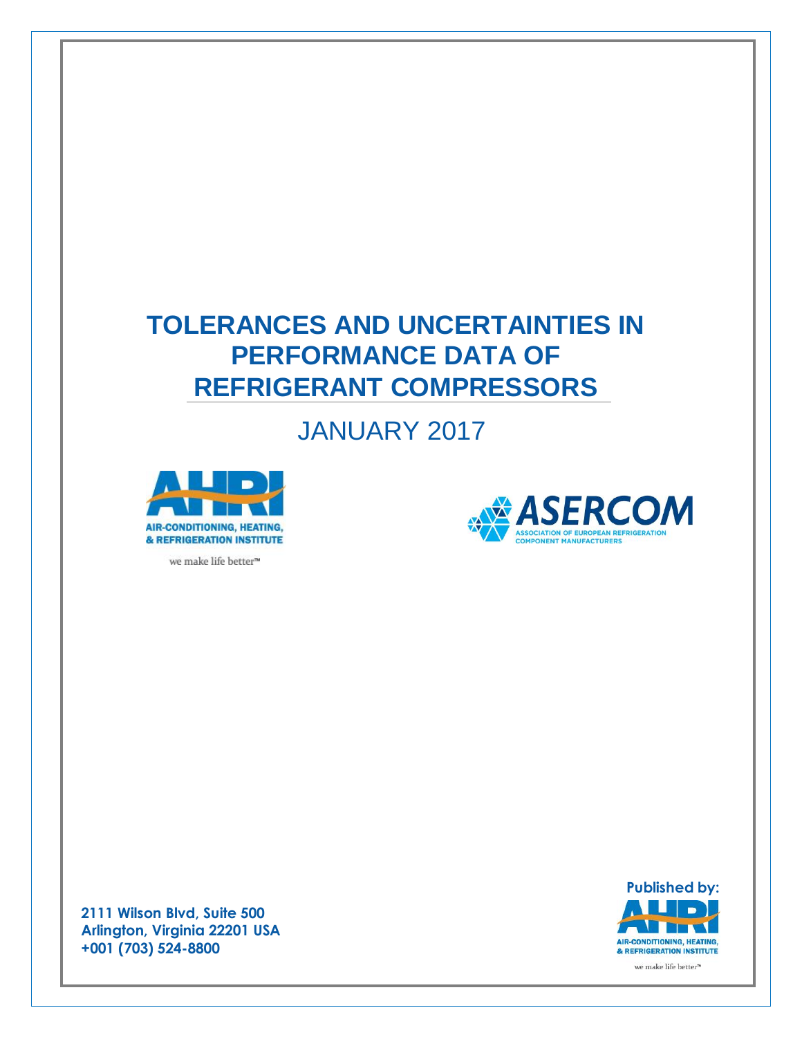# TOLERANCES AND UNCERTAINTIES IN PERFORMANCE DATA OF REFRIGERANT COMPRESSORS

JANUARY 2017

AIR-CONDITIONING, HEATING, & REFRIGERATION INSTITUTE

we make life better™

ASERCOM

ASSOCIATION OF EUROPEAN REFRIGERATION COMPONENT MANUFACTURERS

**2111 Wilson Blvd, Suite 500**
**Arlington, Virginia 22201 USA**
**+001 (703) 524-8800**

**Published by:**

AIR-CONDITIONING, HEATING, & REFRIGERATION INSTITUTE

we make life better™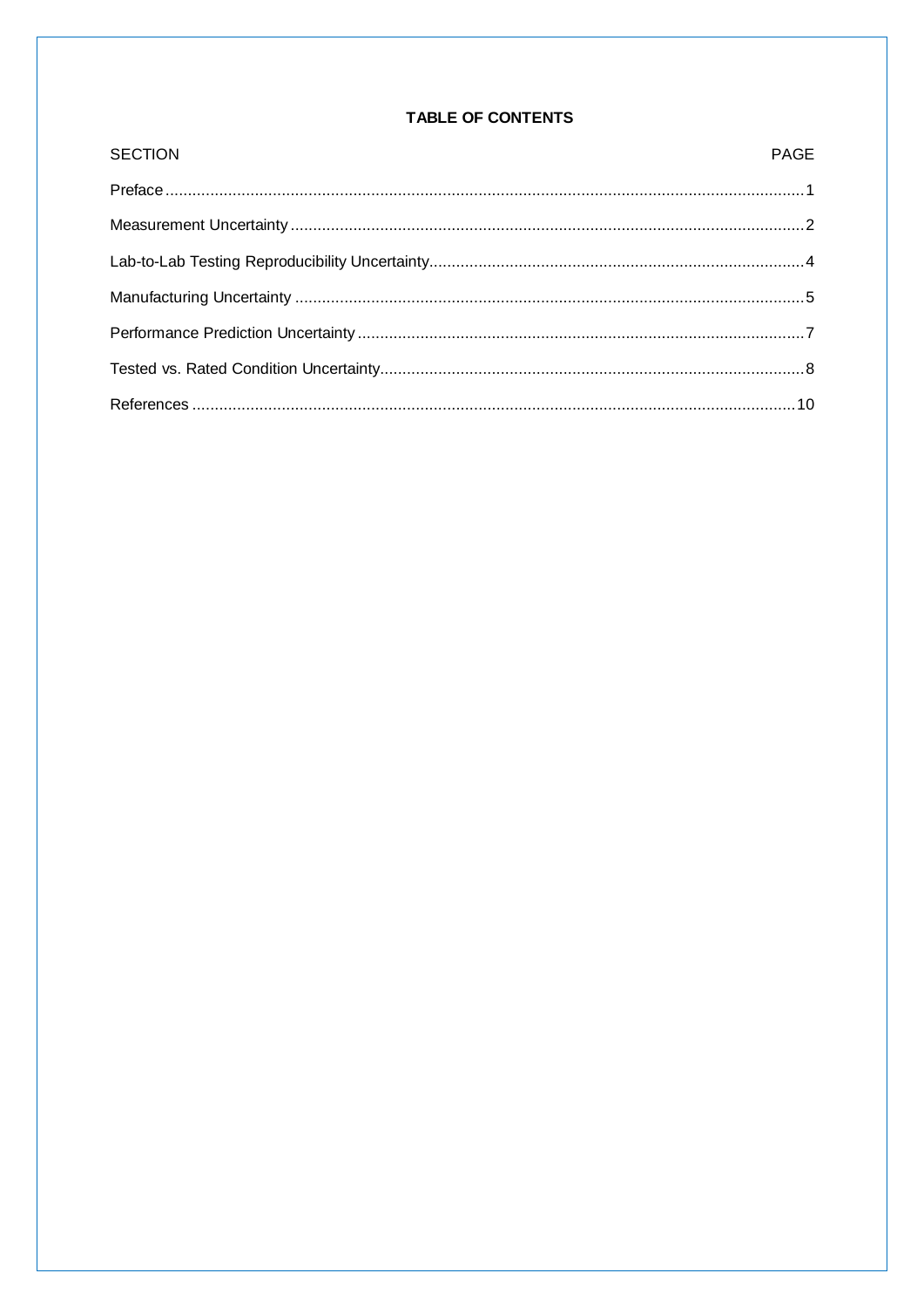# TABLE OF CONTENTS

| SECTION | PAGE |
| --- | --- |
| Preface | 1 |
| Measurement Uncertainty | 2 |
| Lab-to-Lab Testing Reproducibility Uncertainty | 4 |
| Manufacturing Uncertainty | 5 |
| Performance Prediction Uncertainty | 7 |
| Tested vs. Rated Condition Uncertainty | 8 |
| References | 10 |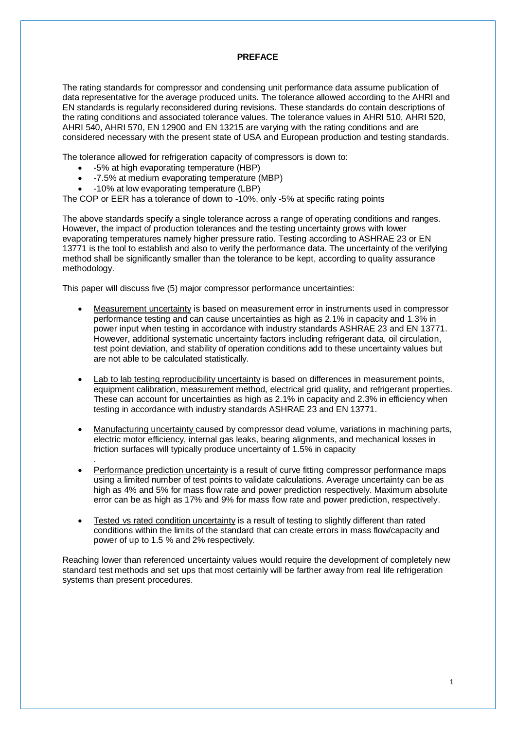# PREFACE

The rating standards for compressor and condensing unit performance data assume publication of data representative for the average produced units. The tolerance allowed according to the AHRI and EN standards is regularly reconsidered during revisions. These standards do contain descriptions of the rating conditions and associated tolerance values. The tolerance values in AHRI 510, AHRI 520, AHRI 540, AHRI 570, EN 12900 and EN 13215 are varying with the rating conditions and are considered necessary with the present state of USA and European production and testing standards.

The tolerance allowed for refrigeration capacity of compressors is down to:

- -5% at high evaporating temperature (HBP)
- -7.5% at medium evaporating temperature (MBP)
- -10% at low evaporating temperature (LBP)

The COP or EER has a tolerance of down to -10%, only -5% at specific rating points

The above standards specify a single tolerance across a range of operating conditions and ranges. However, the impact of production tolerances and the testing uncertainty grows with lower evaporating temperatures namely higher pressure ratio. Testing according to ASHRAE 23 or EN 13771 is the tool to establish and also to verify the performance data. The uncertainty of the verifying method shall be significantly smaller than the tolerance to be kept, according to quality assurance methodology.

This paper will discuss five (5) major compressor performance uncertainties:

- Measurement uncertainty is based on measurement error in instruments used in compressor performance testing and can cause uncertainties as high as 2.1% in capacity and 1.3% in power input when testing in accordance with industry standards ASHRAE 23 and EN 13771. However, additional systematic uncertainty factors including refrigerant data, oil circulation, test point deviation, and stability of operation conditions add to these uncertainty values but are not able to be calculated statistically.

- Lab to lab testing reproducibility uncertainty is based on differences in measurement points, equipment calibration, measurement method, electrical grid quality, and refrigerant properties. These can account for uncertainties as high as 2.1% in capacity and 2.3% in efficiency when testing in accordance with industry standards ASHRAE 23 and EN 13771.

- Manufacturing uncertainty caused by compressor dead volume, variations in machining parts, electric motor efficiency, internal gas leaks, bearing alignments, and mechanical losses in friction surfaces will typically produce uncertainty of 1.5% in capacity
.
- Performance prediction uncertainty is a result of curve fitting compressor performance maps using a limited number of test points to validate calculations. Average uncertainty can be as high as 4% and 5% for mass flow rate and power prediction respectively. Maximum absolute error can be as high as 17% and 9% for mass flow rate and power prediction, respectively.

- Tested vs rated condition uncertainty is a result of testing to slightly different than rated conditions within the limits of the standard that can create errors in mass flow/capacity and power of up to 1.5 % and 2% respectively.

Reaching lower than referenced uncertainty values would require the development of completely new standard test methods and set ups that most certainly will be farther away from real life refrigeration systems than present procedures.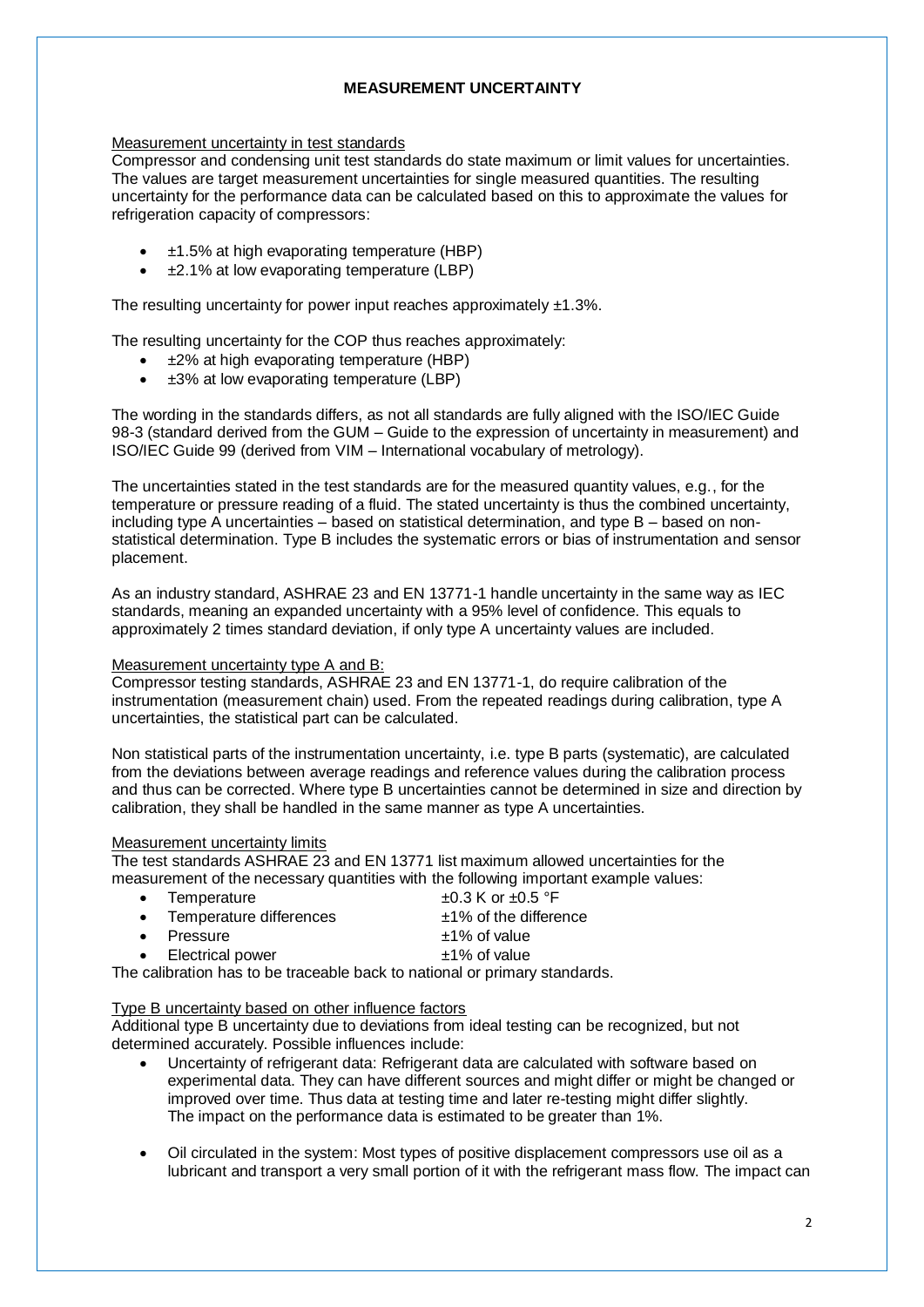## MEASUREMENT UNCERTAINTY

Measurement uncertainty in test standards

Compressor and condensing unit test standards do state maximum or limit values for uncertainties. The values are target measurement uncertainties for single measured quantities. The resulting uncertainty for the performance data can be calculated based on this to approximate the values for refrigeration capacity of compressors:

- ±1.5% at high evaporating temperature (HBP)
- ±2.1% at low evaporating temperature (LBP)

The resulting uncertainty for power input reaches approximately ±1.3%.

The resulting uncertainty for the COP thus reaches approximately:

- ±2% at high evaporating temperature (HBP)
- ±3% at low evaporating temperature (LBP)

The wording in the standards differs, as not all standards are fully aligned with the ISO/IEC Guide 98-3 (standard derived from the GUM – Guide to the expression of uncertainty in measurement) and ISO/IEC Guide 99 (derived from VIM – International vocabulary of metrology).

The uncertainties stated in the test standards are for the measured quantity values, e.g., for the temperature or pressure reading of a fluid. The stated uncertainty is thus the combined uncertainty, including type A uncertainties – based on statistical determination, and type B – based on non-statistical determination. Type B includes the systematic errors or bias of instrumentation and sensor placement.

As an industry standard, ASHRAE 23 and EN 13771-1 handle uncertainty in the same way as IEC standards, meaning an expanded uncertainty with a 95% level of confidence. This equals to approximately 2 times standard deviation, if only type A uncertainty values are included.

Measurement uncertainty type A and B:

Compressor testing standards, ASHRAE 23 and EN 13771-1, do require calibration of the instrumentation (measurement chain) used. From the repeated readings during calibration, type A uncertainties, the statistical part can be calculated.

Non statistical parts of the instrumentation uncertainty, i.e. type B parts (systematic), are calculated from the deviations between average readings and reference values during the calibration process and thus can be corrected. Where type B uncertainties cannot be determined in size and direction by calibration, they shall be handled in the same manner as type A uncertainties.

Measurement uncertainty limits

The test standards ASHRAE 23 and EN 13771 list maximum allowed uncertainties for the measurement of the necessary quantities with the following important example values:

- Temperature ±0.3 K or ±0.5 °F
- Temperature differences ±1% of the difference
- Pressure ±1% of value
- Electrical power ±1% of value

The calibration has to be traceable back to national or primary standards.

Type B uncertainty based on other influence factors

Additional type B uncertainty due to deviations from ideal testing can be recognized, but not determined accurately. Possible influences include:

- Uncertainty of refrigerant data: Refrigerant data are calculated with software based on experimental data. They can have different sources and might differ or might be changed or improved over time. Thus data at testing time and later re-testing might differ slightly. The impact on the performance data is estimated to be greater than 1%.

- Oil circulated in the system: Most types of positive displacement compressors use oil as a lubricant and transport a very small portion of it with the refrigerant mass flow. The impact can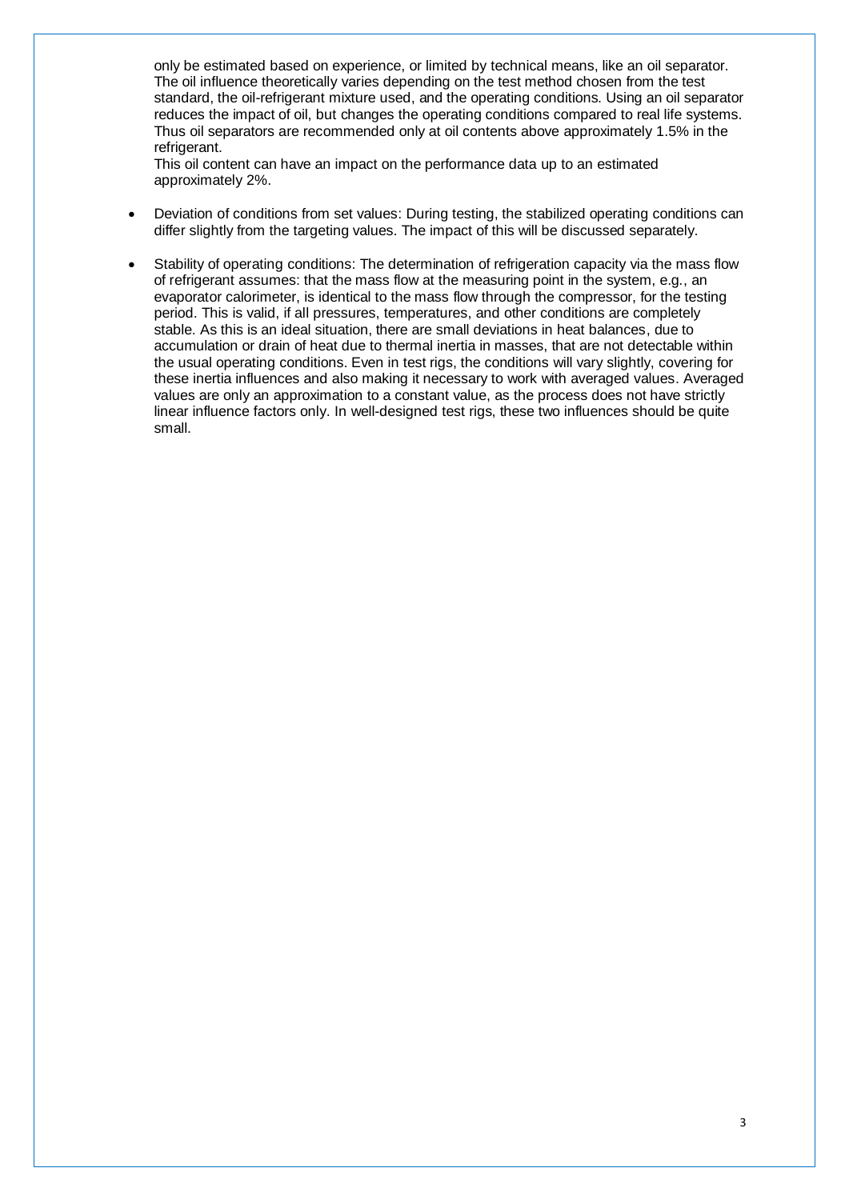only be estimated based on experience, or limited by technical means, like an oil separator. The oil influence theoretically varies depending on the test method chosen from the test standard, the oil-refrigerant mixture used, and the operating conditions. Using an oil separator reduces the impact of oil, but changes the operating conditions compared to real life systems. Thus oil separators are recommended only at oil contents above approximately 1.5% in the refrigerant.
This oil content can have an impact on the performance data up to an estimated approximately 2%.

- Deviation of conditions from set values: During testing, the stabilized operating conditions can differ slightly from the targeting values. The impact of this will be discussed separately.

- Stability of operating conditions: The determination of refrigeration capacity via the mass flow of refrigerant assumes: that the mass flow at the measuring point in the system, e.g., an evaporator calorimeter, is identical to the mass flow through the compressor, for the testing period. This is valid, if all pressures, temperatures, and other conditions are completely stable. As this is an ideal situation, there are small deviations in heat balances, due to accumulation or drain of heat due to thermal inertia in masses, that are not detectable within the usual operating conditions. Even in test rigs, the conditions will vary slightly, covering for these inertia influences and also making it necessary to work with averaged values. Averaged values are only an approximation to a constant value, as the process does not have strictly linear influence factors only. In well-designed test rigs, these two influences should be quite small.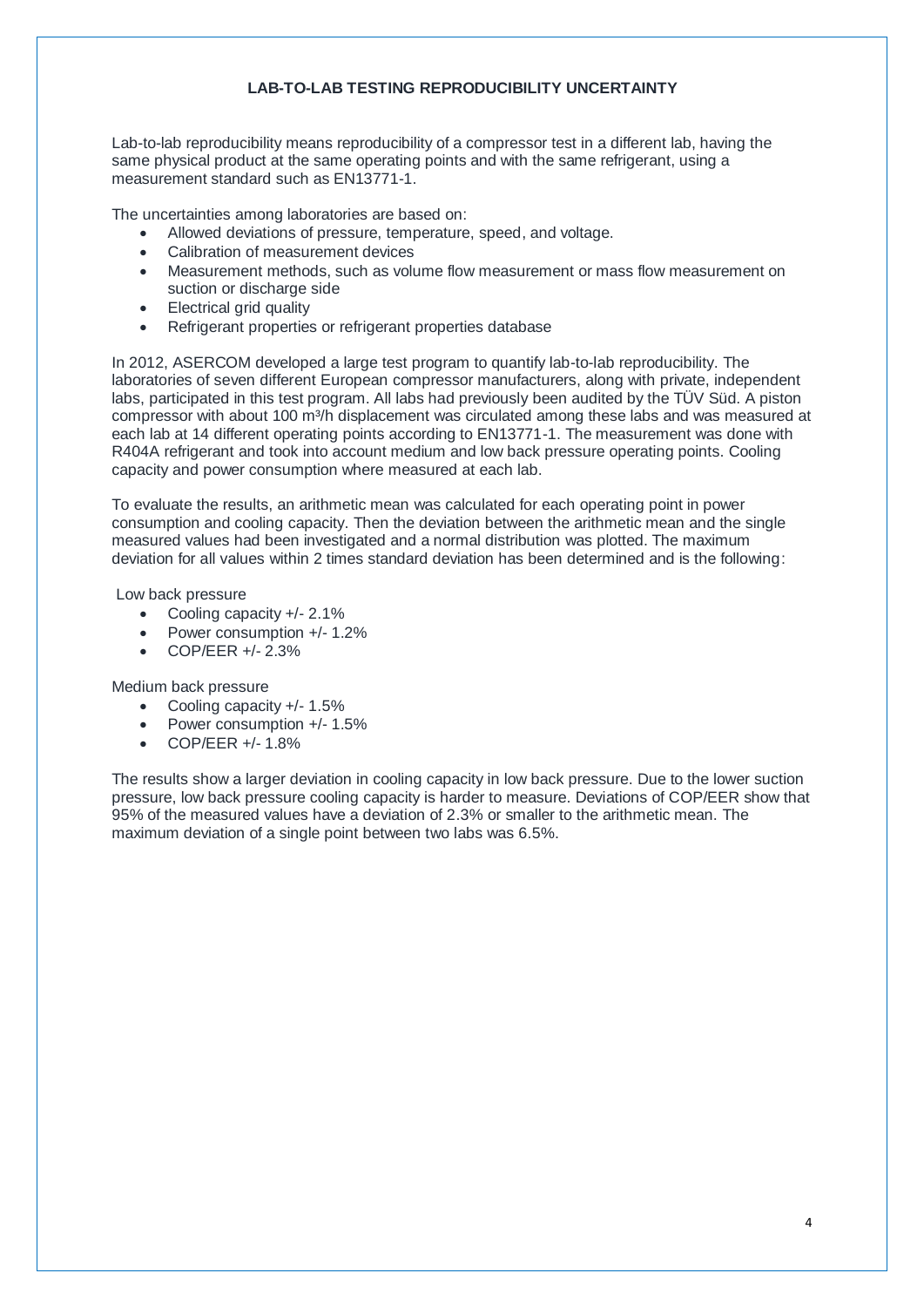## LAB-TO-LAB TESTING REPRODUCIBILITY UNCERTAINTY

Lab-to-lab reproducibility means reproducibility of a compressor test in a different lab, having the same physical product at the same operating points and with the same refrigerant, using a measurement standard such as EN13771-1.

The uncertainties among laboratories are based on:

- Allowed deviations of pressure, temperature, speed, and voltage.
- Calibration of measurement devices
- Measurement methods, such as volume flow measurement or mass flow measurement on suction or discharge side
- Electrical grid quality
- Refrigerant properties or refrigerant properties database

In 2012, ASERCOM developed a large test program to quantify lab-to-lab reproducibility. The laboratories of seven different European compressor manufacturers, along with private, independent labs, participated in this test program. All labs had previously been audited by the TÜV Süd. A piston compressor with about 100 $m^3/h$ displacement was circulated among these labs and was measured at each lab at 14 different operating points according to EN13771-1. The measurement was done with R404A refrigerant and took into account medium and low back pressure operating points. Cooling capacity and power consumption where measured at each lab.

To evaluate the results, an arithmetic mean was calculated for each operating point in power consumption and cooling capacity. Then the deviation between the arithmetic mean and the single measured values had been investigated and a normal distribution was plotted. The maximum deviation for all values within 2 times standard deviation has been determined and is the following:

Low back pressure

- Cooling capacity +/- 2.1%
- Power consumption +/- 1.2%
- COP/EER +/- 2.3%

Medium back pressure

- Cooling capacity +/- 1.5%
- Power consumption +/- 1.5%
- COP/EER +/- 1.8%

The results show a larger deviation in cooling capacity in low back pressure. Due to the lower suction pressure, low back pressure cooling capacity is harder to measure. Deviations of COP/EER show that 95% of the measured values have a deviation of 2.3% or smaller to the arithmetic mean. The maximum deviation of a single point between two labs was 6.5%.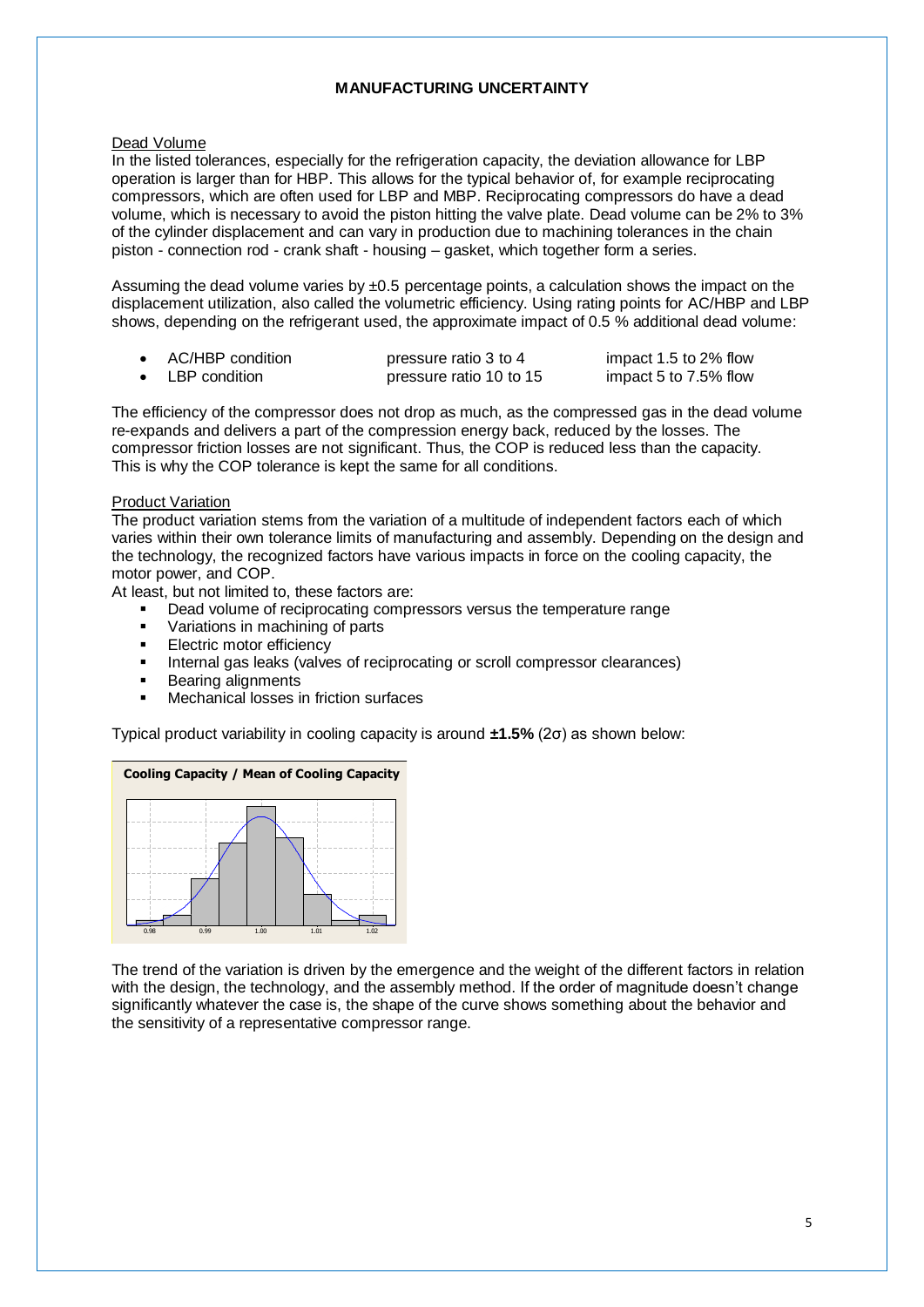# MANUFACTURING UNCERTAINTY

## Dead Volume

In the listed tolerances, especially for the refrigeration capacity, the deviation allowance for LBP operation is larger than for HBP. This allows for the typical behavior of, for example reciprocating compressors, which are often used for LBP and MBP. Reciprocating compressors do have a dead volume, which is necessary to avoid the piston hitting the valve plate. Dead volume can be 2% to 3% of the cylinder displacement and can vary in production due to machining tolerances in the chain piston - connection rod - crank shaft - housing – gasket, which together form a series.

Assuming the dead volume varies by ±0.5 percentage points, a calculation shows the impact on the displacement utilization, also called the volumetric efficiency. Using rating points for AC/HBP and LBP shows, depending on the refrigerant used, the approximate impact of 0.5 % additional dead volume:

- AC/HBP condition — pressure ratio 3 to 4 — impact 1.5 to 2% flow
- LBP condition — pressure ratio 10 to 15 — impact 5 to 7.5% flow

The efficiency of the compressor does not drop as much, as the compressed gas in the dead volume re-expands and delivers a part of the compression energy back, reduced by the losses. The compressor friction losses are not significant. Thus, the COP is reduced less than the capacity. This is why the COP tolerance is kept the same for all conditions.

## Product Variation

The product variation stems from the variation of a multitude of independent factors each of which varies within their own tolerance limits of manufacturing and assembly. Depending on the design and the technology, the recognized factors have various impacts in force on the cooling capacity, the motor power, and COP.

At least, but not limited to, these factors are:

- Dead volume of reciprocating compressors versus the temperature range
- Variations in machining of parts
- Electric motor efficiency
- Internal gas leaks (valves of reciprocating or scroll compressor clearances)
- Bearing alignments
- Mechanical losses in friction surfaces

Typical product variability in cooling capacity is around **±1.5%** (2σ) as shown below:

**Cooling Capacity / Mean of Cooling Capacity**

0.98 0.99 1.00 1.01 1.02

The trend of the variation is driven by the emergence and the weight of the different factors in relation with the design, the technology, and the assembly method. If the order of magnitude doesn't change significantly whatever the case is, the shape of the curve shows something about the behavior and the sensitivity of a representative compressor range.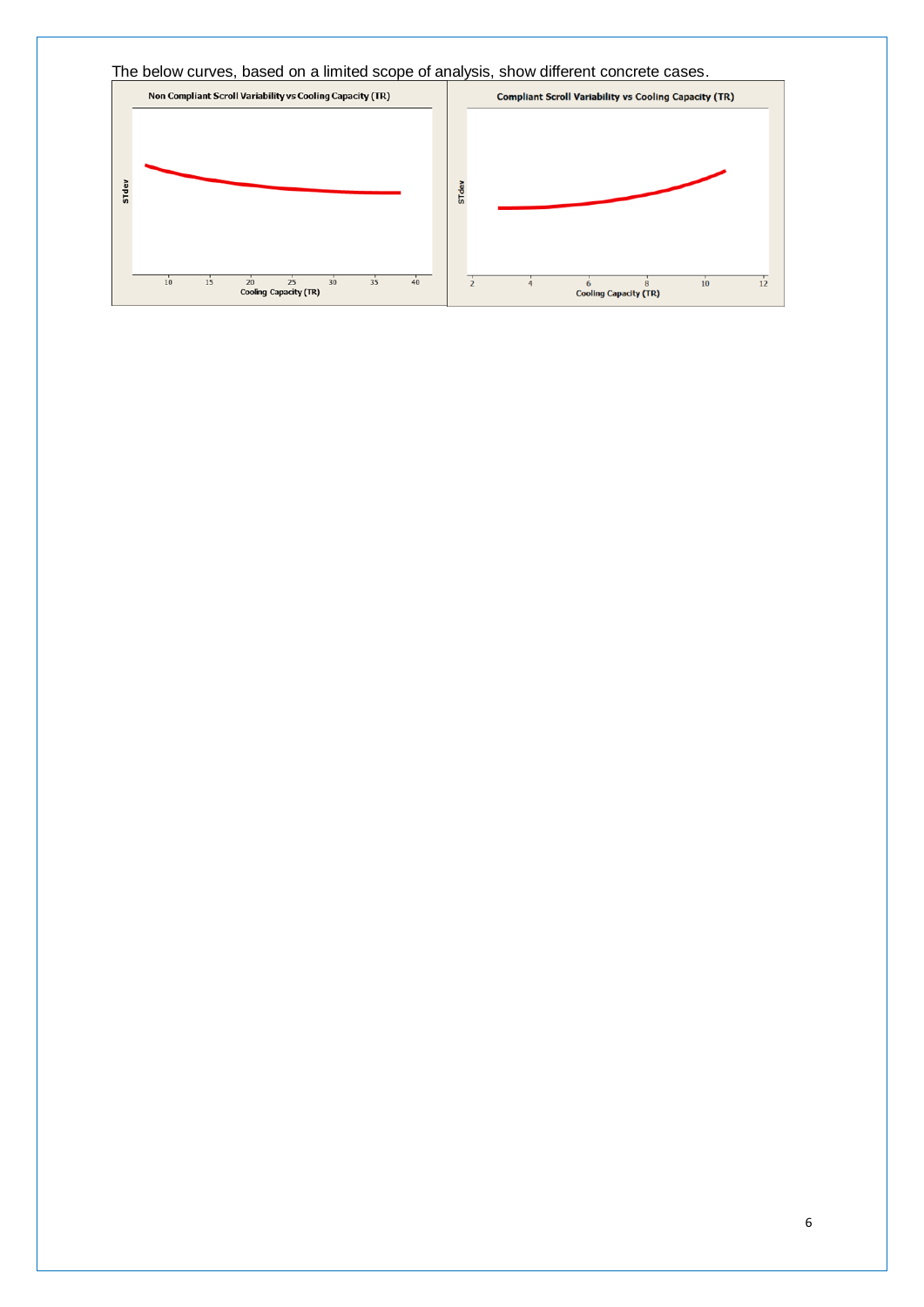The below curves, based on a limited scope of analysis, show different concrete cases.

**Non Compliant Scroll Variability vs Cooling Capacity (TR)**

STdev

10 15 20 25 30 35 40

Cooling Capacity (TR)

**Compliant Scroll Variability vs Cooling Capacity (TR)**

STdev

2 4 6 8 10 12

Cooling Capacity (TR)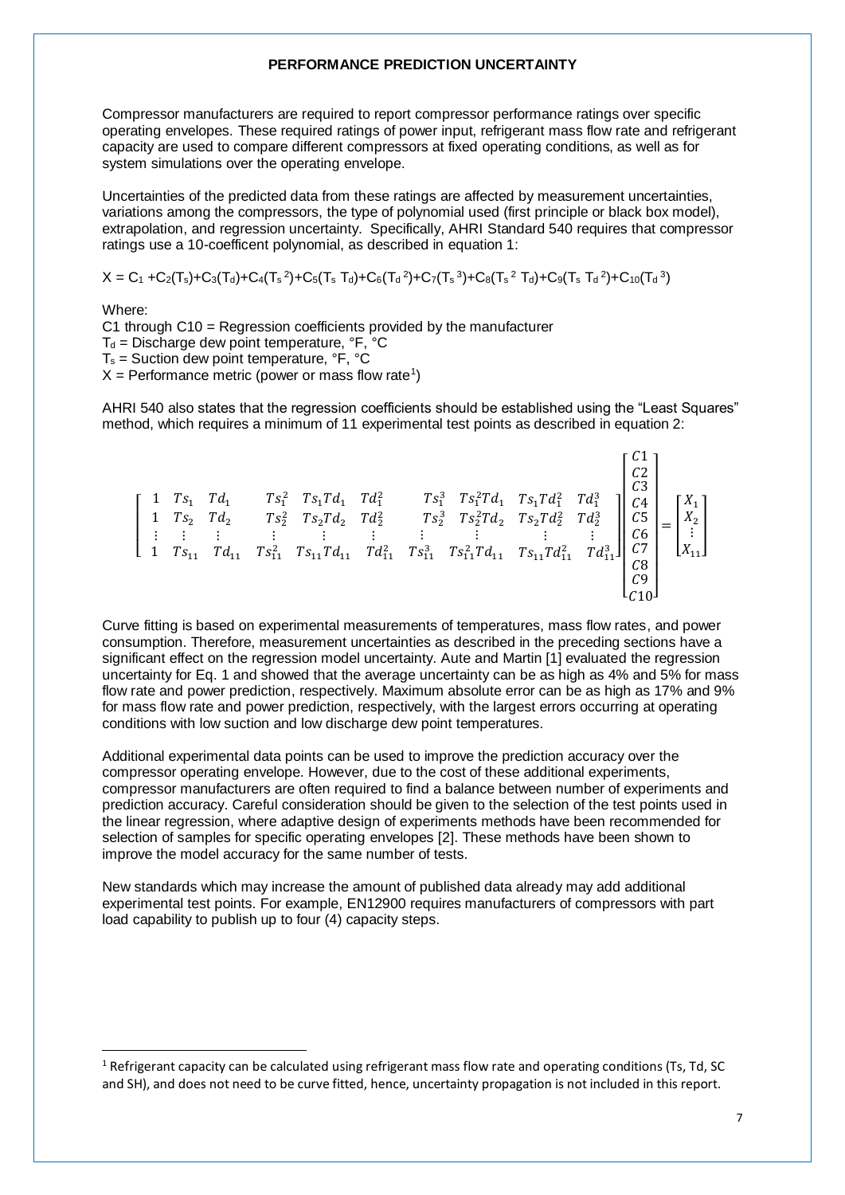# PERFORMANCE PREDICTION UNCERTAINTY

Compressor manufacturers are required to report compressor performance ratings over specific operating envelopes. These required ratings of power input, refrigerant mass flow rate and refrigerant capacity are used to compare different compressors at fixed operating conditions, as well as for system simulations over the operating envelope.

Uncertainties of the predicted data from these ratings are affected by measurement uncertainties, variations among the compressors, the type of polynomial used (first principle or black box model), extrapolation, and regression uncertainty. Specifically, AHRI Standard 540 requires that compressor ratings use a 10-coefficent polynomial, as described in equation 1:

$$X = C_1 + C_2(T_s) + C_3(T_d) + C_4(T_s^{\,2}) + C_5(T_s\,T_d) + C_6(T_d^{\,2}) + C_7(T_s^{\,3}) + C_8(T_s^{\,2}\,T_d) + C_9(T_s\,T_d^{\,2}) + C_{10}(T_d^{\,3})$$

Where:

C1 through C10 = Regression coefficients provided by the manufacturer  
$T_d$ = Discharge dew point temperature, °F, °C  
$T_s$ = Suction dew point temperature, °F, °C  
$X$ = Performance metric (power or mass flow rate[1])

AHRI 540 also states that the regression coefficients should be established using the "Least Squares" method, which requires a minimum of 11 experimental test points as described in equation 2:

$$\begin{bmatrix} 1 & Ts_1 & Td_1 & Ts_1^2 & Ts_1Td_1 & Td_1^2 & Ts_1^3 & Ts_1^2Td_1 & Ts_1Td_1^2 & Td_1^3 \\ 1 & Ts_2 & Td_2 & Ts_2^2 & Ts_2Td_2 & Td_2^2 & Ts_2^3 & Ts_2^2Td_2 & Ts_2Td_2^2 & Td_2^3 \\ \vdots & \vdots & \vdots & \vdots & \vdots & \vdots & \vdots & \vdots & \vdots & \vdots \\ 1 & Ts_{11} & Td_{11} & Ts_{11}^2 & Ts_{11}Td_{11} & Td_{11}^2 & Ts_{11}^3 & Ts_{11}^2Td_{11} & Ts_{11}Td_{11}^2 & Td_{11}^3 \end{bmatrix} \begin{bmatrix} C1 \\ C2 \\ C3 \\ C4 \\ C5 \\ C6 \\ C7 \\ C8 \\ C9 \\ C10 \end{bmatrix} = \begin{bmatrix} X_1 \\ X_2 \\ \vdots \\ X_{11} \end{bmatrix}$$

Curve fitting is based on experimental measurements of temperatures, mass flow rates, and power consumption. Therefore, measurement uncertainties as described in the preceding sections have a significant effect on the regression model uncertainty. Aute and Martin [1] evaluated the regression uncertainty for Eq. 1 and showed that the average uncertainty can be as high as 4% and 5% for mass flow rate and power prediction, respectively. Maximum absolute error can be as high as 17% and 9% for mass flow rate and power prediction, respectively, with the largest errors occurring at operating conditions with low suction and low discharge dew point temperatures.

Additional experimental data points can be used to improve the prediction accuracy over the compressor operating envelope. However, due to the cost of these additional experiments, compressor manufacturers are often required to find a balance between number of experiments and prediction accuracy. Careful consideration should be given to the selection of the test points used in the linear regression, where adaptive design of experiments methods have been recommended for selection of samples for specific operating envelopes [2]. These methods have been shown to improve the model accuracy for the same number of tests.

New standards which may increase the amount of published data already may add additional experimental test points. For example, EN12900 requires manufacturers of compressors with part load capability to publish up to four (4) capacity steps.

---

[1] Refrigerant capacity can be calculated using refrigerant mass flow rate and operating conditions (Ts, Td, SC and SH), and does not need to be curve fitted, hence, uncertainty propagation is not included in this report.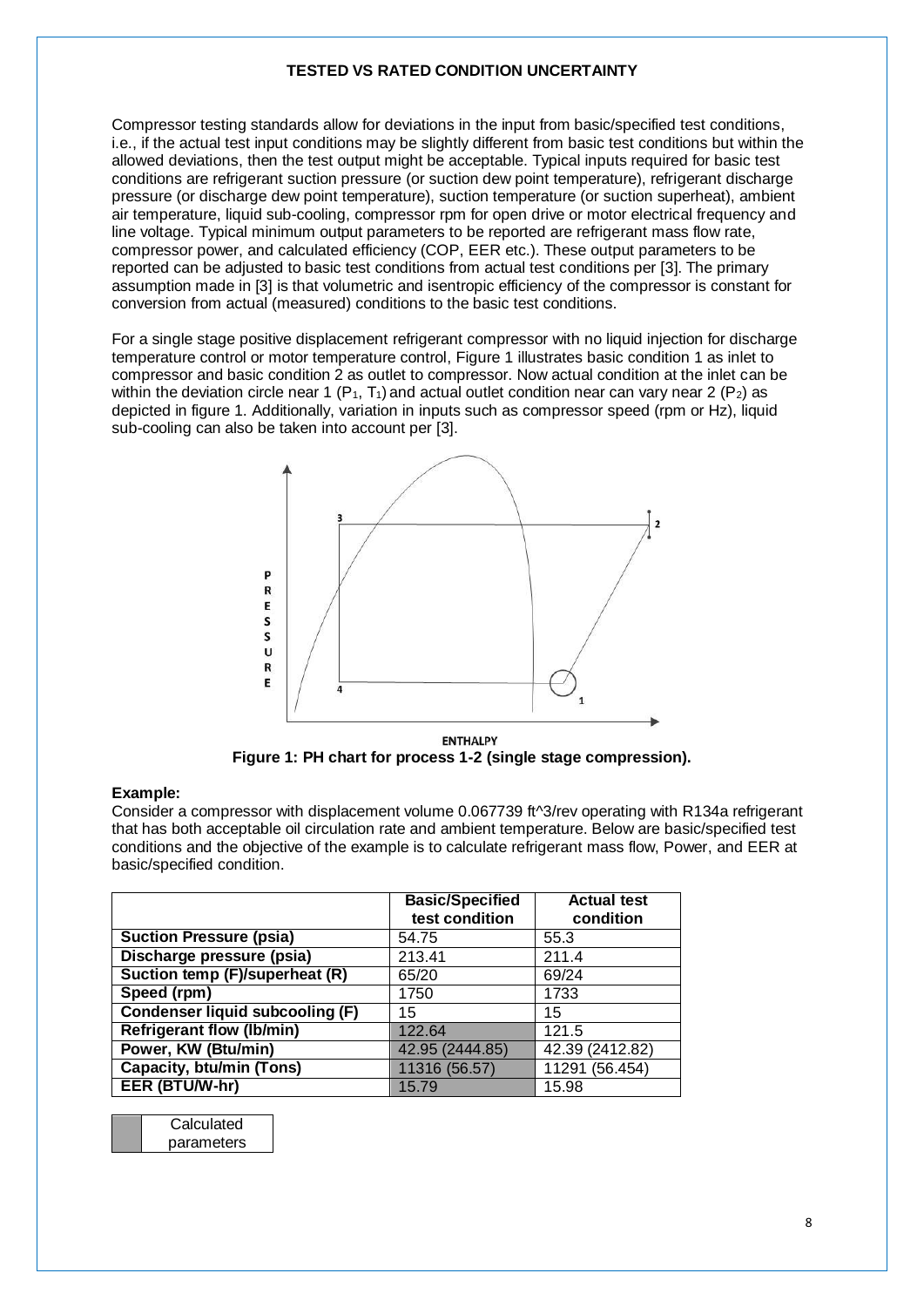## TESTED VS RATED CONDITION UNCERTAINTY

Compressor testing standards allow for deviations in the input from basic/specified test conditions, i.e., if the actual test input conditions may be slightly different from basic test conditions but within the allowed deviations, then the test output might be acceptable. Typical inputs required for basic test conditions are refrigerant suction pressure (or suction dew point temperature), refrigerant discharge pressure (or discharge dew point temperature), suction temperature (or suction superheat), ambient air temperature, liquid sub-cooling, compressor rpm for open drive or motor electrical frequency and line voltage. Typical minimum output parameters to be reported are refrigerant mass flow rate, compressor power, and calculated efficiency (COP, EER etc.). These output parameters to be reported can be adjusted to basic test conditions from actual test conditions per [3]. The primary assumption made in [3] is that volumetric and isentropic efficiency of the compressor is constant for conversion from actual (measured) conditions to the basic test conditions.

For a single stage positive displacement refrigerant compressor with no liquid injection for discharge temperature control or motor temperature control, Figure 1 illustrates basic condition 1 as inlet to compressor and basic condition 2 as outlet to compressor. Now actual condition at the inlet can be within the deviation circle near 1 ($P_1$, $T_1$) and actual outlet condition near can vary near 2 ($P_2$) as depicted in figure 1. Additionally, variation in inputs such as compressor speed (rpm or Hz), liquid sub-cooling can also be taken into account per [3].

**Figure 1: PH chart for process 1-2 (single stage compression).**

**Example:**

Consider a compressor with displacement volume 0.067739 ft^3/rev operating with R134a refrigerant that has both acceptable oil circulation rate and ambient temperature. Below are basic/specified test conditions and the objective of the example is to calculate refrigerant mass flow, Power, and EER at basic/specified condition.

| | Basic/Specified test condition | Actual test condition |
|---|---|---|
| **Suction Pressure (psia)** | 54.75 | 55.3 |
| **Discharge pressure (psia)** | 213.41 | 211.4 |
| **Suction temp (F)/superheat (R)** | 65/20 | 69/24 |
| **Speed (rpm)** | 1750 | 1733 |
| **Condenser liquid subcooling (F)** | 15 | 15 |
| **Refrigerant flow (lb/min)** | 122.64 | 121.5 |
| **Power, KW (Btu/min)** | 42.95 (2444.85) | 42.39 (2412.82) |
| **Capacity, btu/min (Tons)** | 11316 (56.57) | 11291 (56.454) |
| **EER (BTU/W-hr)** | 15.79 | 15.98 |

| | Calculated parameters |
|---|---|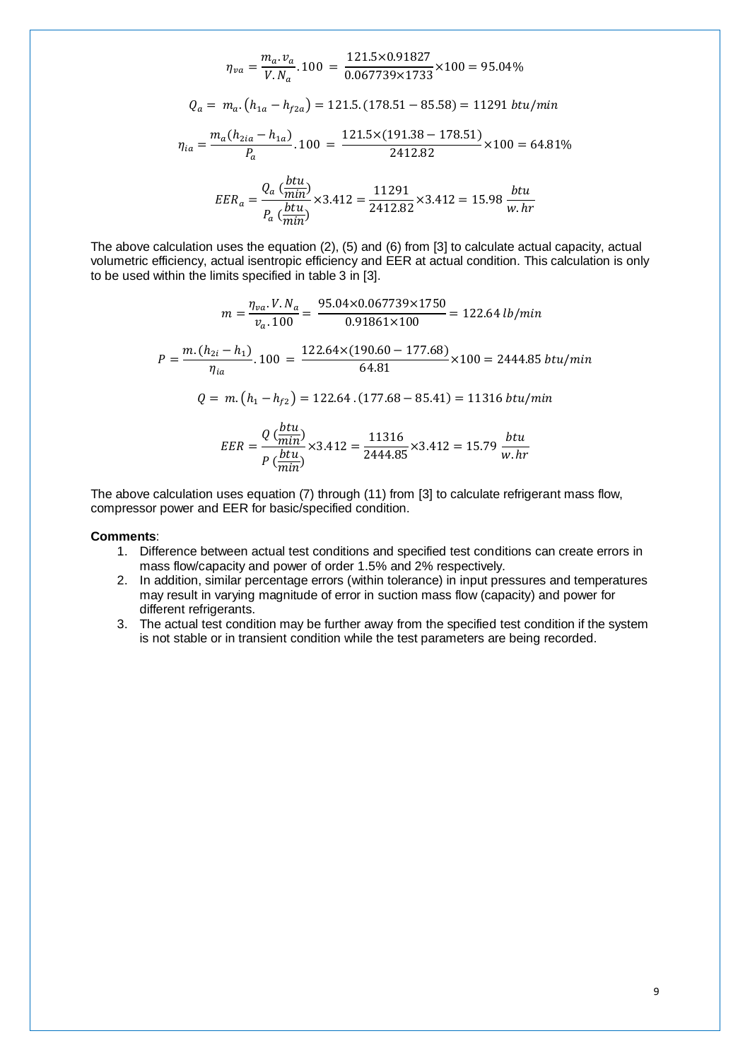$$\eta_{va} = \frac{m_a.v_a}{V.N_a}.100 = \frac{121.5\times 0.91827}{0.067739\times 1733}\times 100 = 95.04\%$$

$$Q_a = m_a.\left(h_{1a} - h_{f2a}\right) = 121.5.(178.51 - 85.58) = 11291\ btu/min$$

$$\eta_{ia} = \frac{m_a(h_{2ia} - h_{1a})}{P_a}.100 = \frac{121.5\times(191.38 - 178.51)}{2412.82}\times 100 = 64.81\%$$

$$EER_a = \frac{Q_a\ (\frac{btu}{min})}{P_a\ (\frac{btu}{min})}\times 3.412 = \frac{11291}{2412.82}\times 3.412 = 15.98\ \frac{btu}{w.hr}$$

The above calculation uses the equation (2), (5) and (6) from [3] to calculate actual capacity, actual volumetric efficiency, actual isentropic efficiency and EER at actual condition. This calculation is only to be used within the limits specified in table 3 in [3].

$$m = \frac{\eta_{va}.V.N_a}{v_a.100} = \frac{95.04\times 0.067739\times 1750}{0.91861\times 100} = 122.64\ lb/min$$

$$P = \frac{m.(h_{2i} - h_1)}{\eta_{ia}}.100 = \frac{122.64\times(190.60 - 177.68)}{64.81}\times 100 = 2444.85\ btu/min$$

$$Q = m.\left(h_1 - h_{f2}\right) = 122.64\ .(177.68 - 85.41) = 11316\ btu/min$$

$$EER = \frac{Q\ (\frac{btu}{min})}{P\ (\frac{btu}{min})}\times 3.412 = \frac{11316}{2444.85}\times 3.412 = 15.79\ \frac{btu}{w.hr}$$

The above calculation uses equation (7) through (11) from [3] to calculate refrigerant mass flow, compressor power and EER for basic/specified condition.

**Comments**:

1. Difference between actual test conditions and specified test conditions can create errors in mass flow/capacity and power of order 1.5% and 2% respectively.
2. In addition, similar percentage errors (within tolerance) in input pressures and temperatures may result in varying magnitude of error in suction mass flow (capacity) and power for different refrigerants.
3. The actual test condition may be further away from the specified test condition if the system is not stable or in transient condition while the test parameters are being recorded.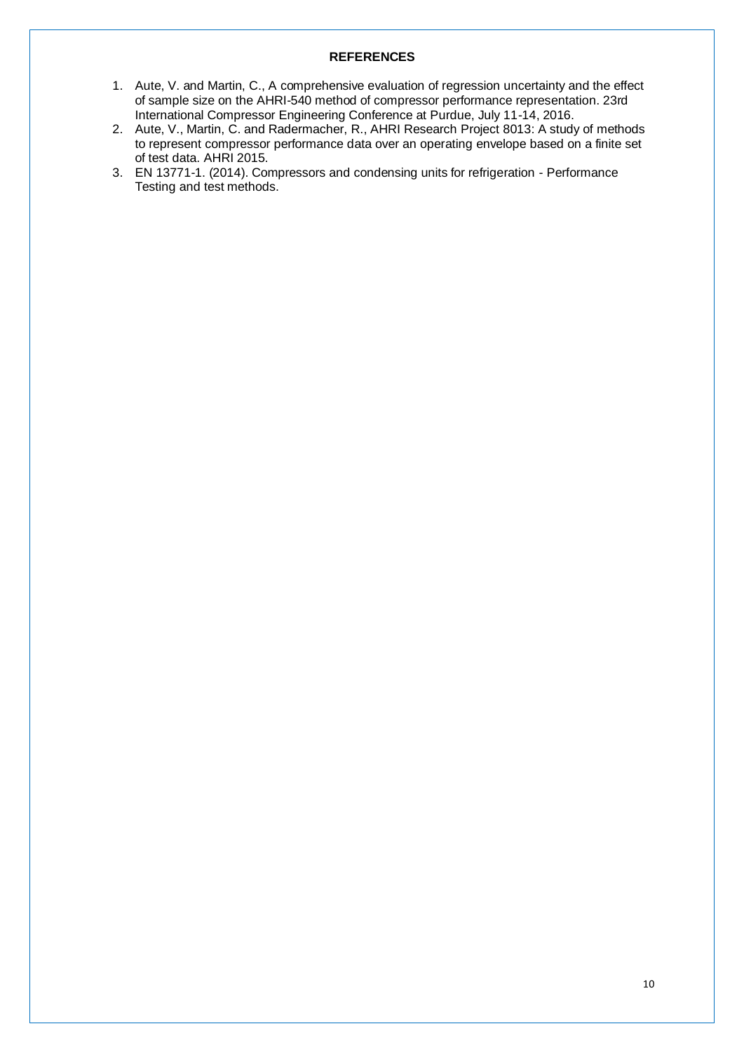## REFERENCES

1. Aute, V. and Martin, C., A comprehensive evaluation of regression uncertainty and the effect of sample size on the AHRI-540 method of compressor performance representation. 23rd International Compressor Engineering Conference at Purdue, July 11-14, 2016.
2. Aute, V., Martin, C. and Radermacher, R., AHRI Research Project 8013: A study of methods to represent compressor performance data over an operating envelope based on a finite set of test data. AHRI 2015.
3. EN 13771-1. (2014). Compressors and condensing units for refrigeration - Performance Testing and test methods.